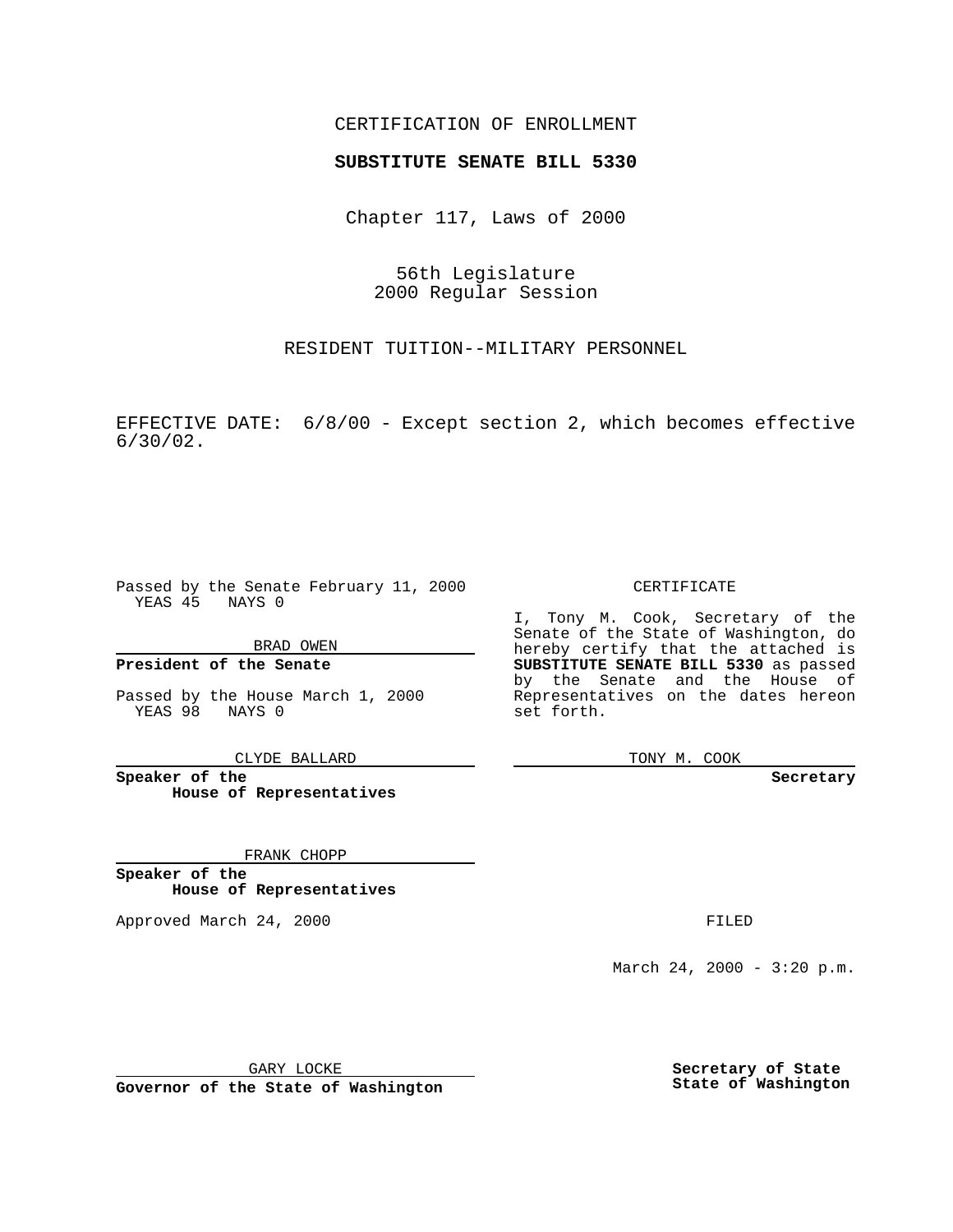CERTIFICATION OF ENROLLMENT

**SUBSTITUTE SENATE BILL 5330**

Chapter 117, Laws of 2000

56th Legislature
2000 Regular Session

RESIDENT TUITION--MILITARY PERSONNEL

EFFECTIVE DATE: 6/8/00 - Except section 2, which becomes effective 6/30/02.

Passed by the Senate February 11, 2000
YEAS 45 NAYS 0

BRAD OWEN

**President of the Senate**

Passed by the House March 1, 2000
YEAS 98 NAYS 0

CLYDE BALLARD

**Speaker of the House of Representatives**

FRANK CHOPP

**Speaker of the House of Representatives**

Approved March 24, 2000

GARY LOCKE

**Governor of the State of Washington**

CERTIFICATE

I, Tony M. Cook, Secretary of the Senate of the State of Washington, do hereby certify that the attached is **SUBSTITUTE SENATE BILL 5330** as passed by the Senate and the House of Representatives on the dates hereon set forth.

TONY M. COOK

**Secretary**

FILED

March 24, 2000 - 3:20 p.m.

**Secretary of State State of Washington**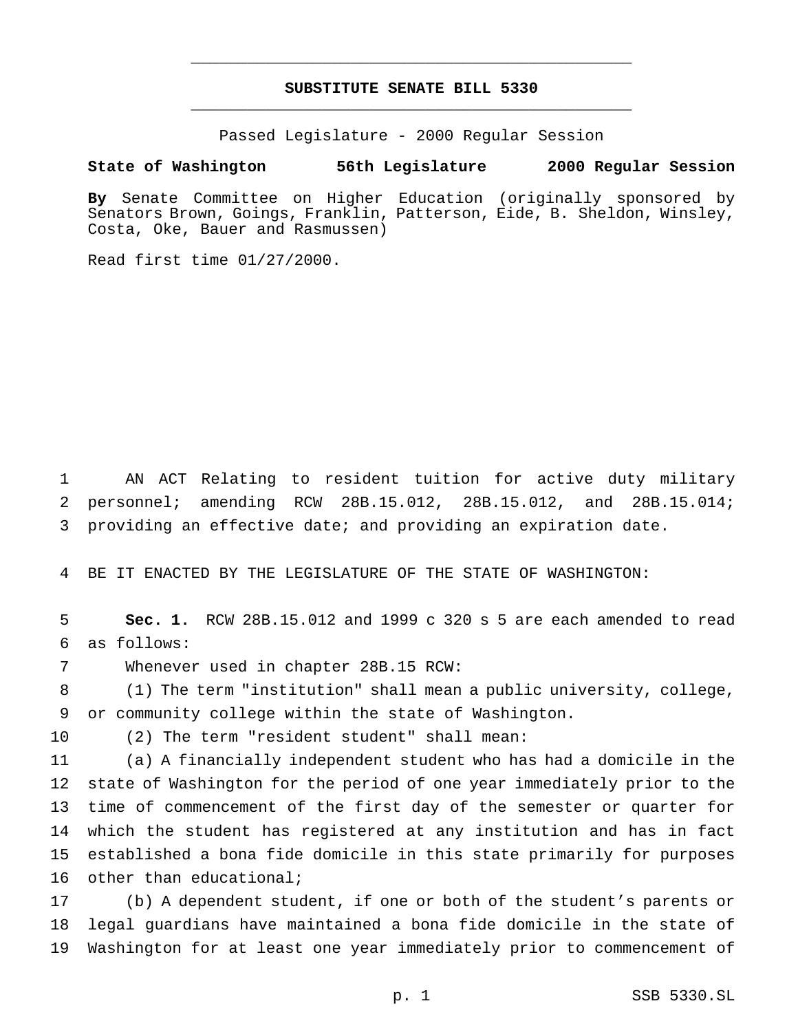# SUBSTITUTE SENATE BILL 5330

Passed Legislature - 2000 Regular Session

**State of Washington 56th Legislature 2000 Regular Session**

**By** Senate Committee on Higher Education (originally sponsored by Senators Brown, Goings, Franklin, Patterson, Eide, B. Sheldon, Winsley, Costa, Oke, Bauer and Rasmussen)

Read first time 01/27/2000.

AN ACT Relating to resident tuition for active duty military personnel; amending RCW 28B.15.012, 28B.15.012, and 28B.15.014; providing an effective date; and providing an expiration date.

BE IT ENACTED BY THE LEGISLATURE OF THE STATE OF WASHINGTON:

**Sec. 1.** RCW 28B.15.012 and 1999 c 320 s 5 are each amended to read as follows:

Whenever used in chapter 28B.15 RCW:

(1) The term "institution" shall mean a public university, college, or community college within the state of Washington.

(2) The term "resident student" shall mean:

(a) A financially independent student who has had a domicile in the state of Washington for the period of one year immediately prior to the time of commencement of the first day of the semester or quarter for which the student has registered at any institution and has in fact established a bona fide domicile in this state primarily for purposes other than educational;

(b) A dependent student, if one or both of the student's parents or legal guardians have maintained a bona fide domicile in the state of Washington for at least one year immediately prior to commencement of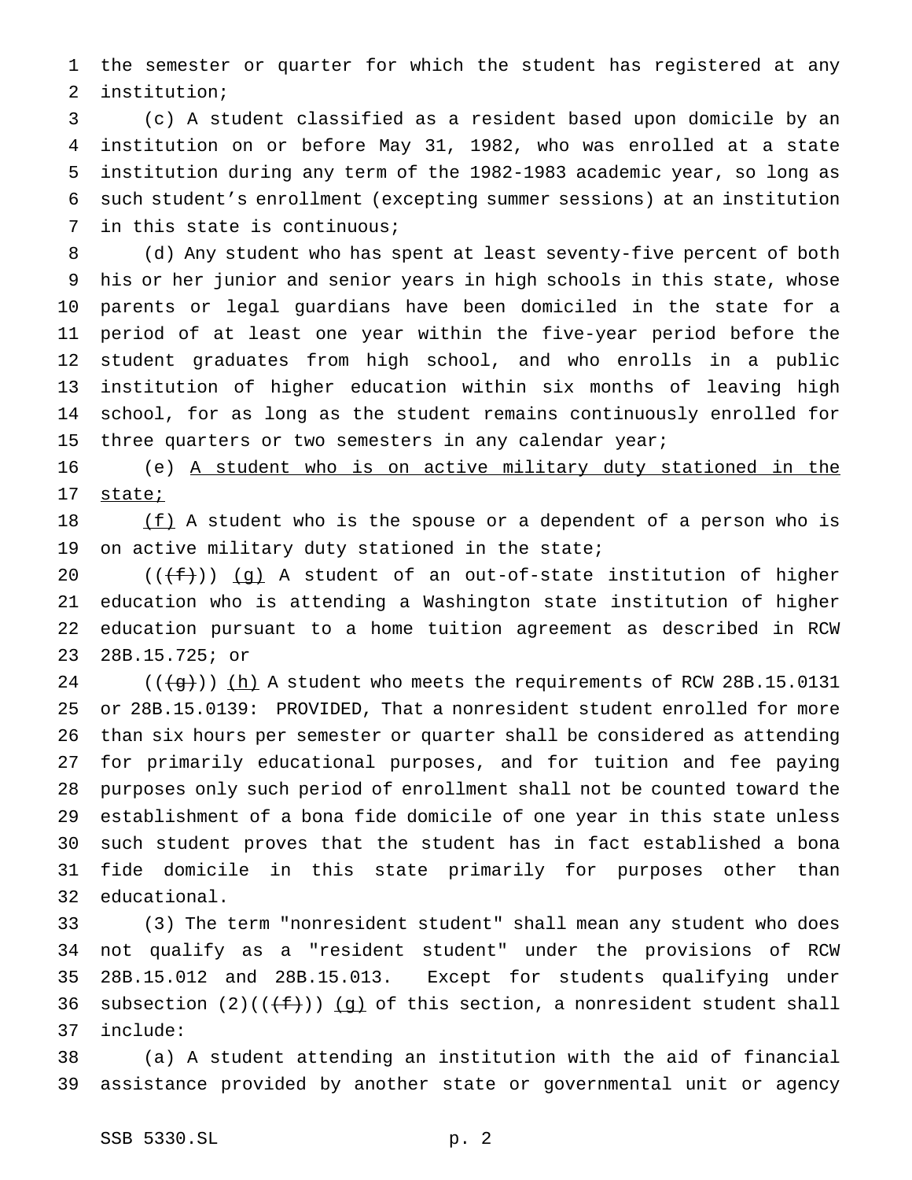the semester or quarter for which the student has registered at any institution;

(c) A student classified as a resident based upon domicile by an institution on or before May 31, 1982, who was enrolled at a state institution during any term of the 1982-1983 academic year, so long as such student's enrollment (excepting summer sessions) at an institution in this state is continuous;

(d) Any student who has spent at least seventy-five percent of both his or her junior and senior years in high schools in this state, whose parents or legal guardians have been domiciled in the state for a period of at least one year within the five-year period before the student graduates from high school, and who enrolls in a public institution of higher education within six months of leaving high school, for as long as the student remains continuously enrolled for three quarters or two semesters in any calendar year;

(e) <u>A student who is on active military duty stationed in the state;</u>

<u>(f)</u> A student who is the spouse or a dependent of a person who is on active military duty stationed in the state;

((~~(f)~~)) <u>(g)</u> A student of an out-of-state institution of higher education who is attending a Washington state institution of higher education pursuant to a home tuition agreement as described in RCW 28B.15.725; or

((~~(g)~~)) <u>(h)</u> A student who meets the requirements of RCW 28B.15.0131 or 28B.15.0139: PROVIDED, That a nonresident student enrolled for more than six hours per semester or quarter shall be considered as attending for primarily educational purposes, and for tuition and fee paying purposes only such period of enrollment shall not be counted toward the establishment of a bona fide domicile of one year in this state unless such student proves that the student has in fact established a bona fide domicile in this state primarily for purposes other than educational.

(3) The term "nonresident student" shall mean any student who does not qualify as a "resident student" under the provisions of RCW 28B.15.012 and 28B.15.013. Except for students qualifying under subsection (2)((~~(f)~~)) <u>(g)</u> of this section, a nonresident student shall include:

(a) A student attending an institution with the aid of financial assistance provided by another state or governmental unit or agency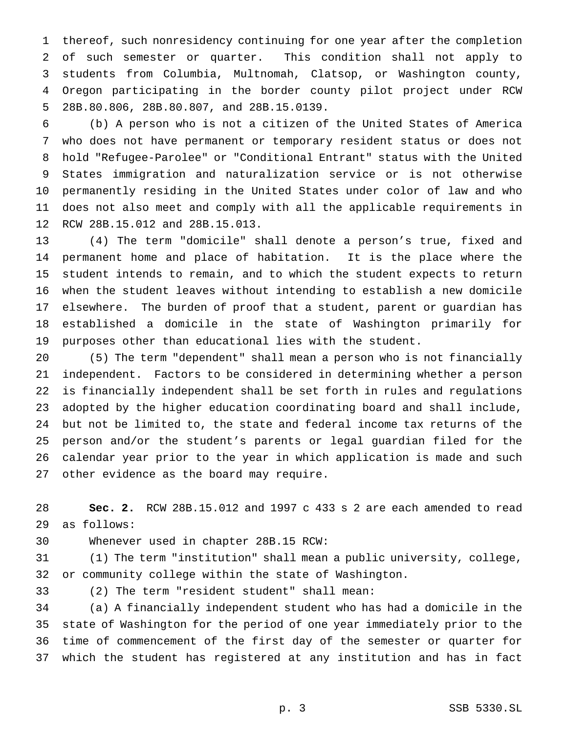thereof, such nonresidency continuing for one year after the completion of such semester or quarter. This condition shall not apply to students from Columbia, Multnomah, Clatsop, or Washington county, Oregon participating in the border county pilot project under RCW 28B.80.806, 28B.80.807, and 28B.15.0139.

(b) A person who is not a citizen of the United States of America who does not have permanent or temporary resident status or does not hold "Refugee-Parolee" or "Conditional Entrant" status with the United States immigration and naturalization service or is not otherwise permanently residing in the United States under color of law and who does not also meet and comply with all the applicable requirements in RCW 28B.15.012 and 28B.15.013.

(4) The term "domicile" shall denote a person's true, fixed and permanent home and place of habitation. It is the place where the student intends to remain, and to which the student expects to return when the student leaves without intending to establish a new domicile elsewhere. The burden of proof that a student, parent or guardian has established a domicile in the state of Washington primarily for purposes other than educational lies with the student.

(5) The term "dependent" shall mean a person who is not financially independent. Factors to be considered in determining whether a person is financially independent shall be set forth in rules and regulations adopted by the higher education coordinating board and shall include, but not be limited to, the state and federal income tax returns of the person and/or the student's parents or legal guardian filed for the calendar year prior to the year in which application is made and such other evidence as the board may require.

**Sec. 2.** RCW 28B.15.012 and 1997 c 433 s 2 are each amended to read as follows:

Whenever used in chapter 28B.15 RCW:

(1) The term "institution" shall mean a public university, college, or community college within the state of Washington.

(2) The term "resident student" shall mean:

(a) A financially independent student who has had a domicile in the state of Washington for the period of one year immediately prior to the time of commencement of the first day of the semester or quarter for which the student has registered at any institution and has in fact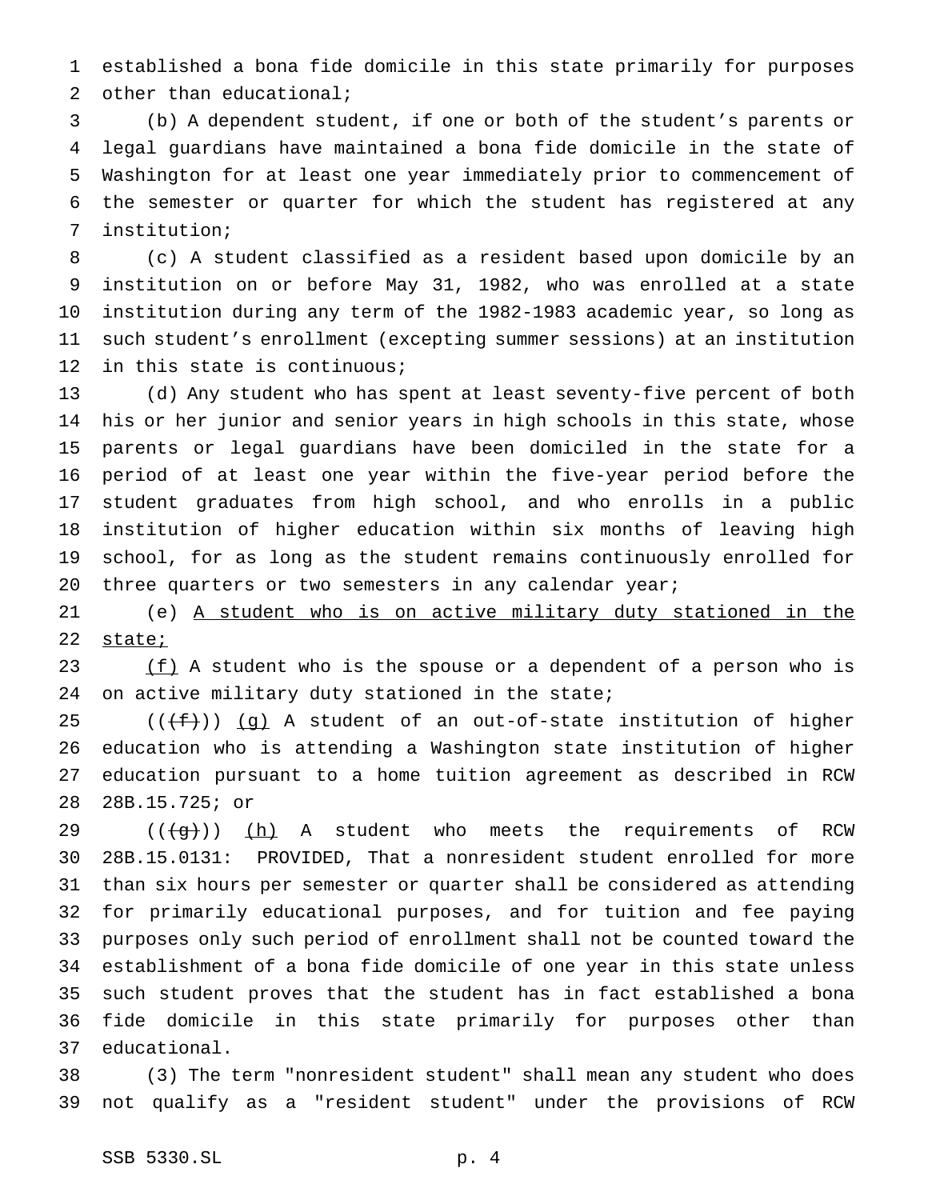established a bona fide domicile in this state primarily for purposes other than educational;

(b) A dependent student, if one or both of the student's parents or legal guardians have maintained a bona fide domicile in the state of Washington for at least one year immediately prior to commencement of the semester or quarter for which the student has registered at any institution;

(c) A student classified as a resident based upon domicile by an institution on or before May 31, 1982, who was enrolled at a state institution during any term of the 1982-1983 academic year, so long as such student's enrollment (excepting summer sessions) at an institution in this state is continuous;

(d) Any student who has spent at least seventy-five percent of both his or her junior and senior years in high schools in this state, whose parents or legal guardians have been domiciled in the state for a period of at least one year within the five-year period before the student graduates from high school, and who enrolls in a public institution of higher education within six months of leaving high school, for as long as the student remains continuously enrolled for three quarters or two semesters in any calendar year;

(e) A student who is on active military duty stationed in the state;

(f) A student who is the spouse or a dependent of a person who is on active military duty stationed in the state;

(((f))) (g) A student of an out-of-state institution of higher education who is attending a Washington state institution of higher education pursuant to a home tuition agreement as described in RCW 28B.15.725; or

(((g))) (h) A student who meets the requirements of RCW 28B.15.0131: PROVIDED, That a nonresident student enrolled for more than six hours per semester or quarter shall be considered as attending for primarily educational purposes, and for tuition and fee paying purposes only such period of enrollment shall not be counted toward the establishment of a bona fide domicile of one year in this state unless such student proves that the student has in fact established a bona fide domicile in this state primarily for purposes other than educational.

(3) The term "nonresident student" shall mean any student who does not qualify as a "resident student" under the provisions of RCW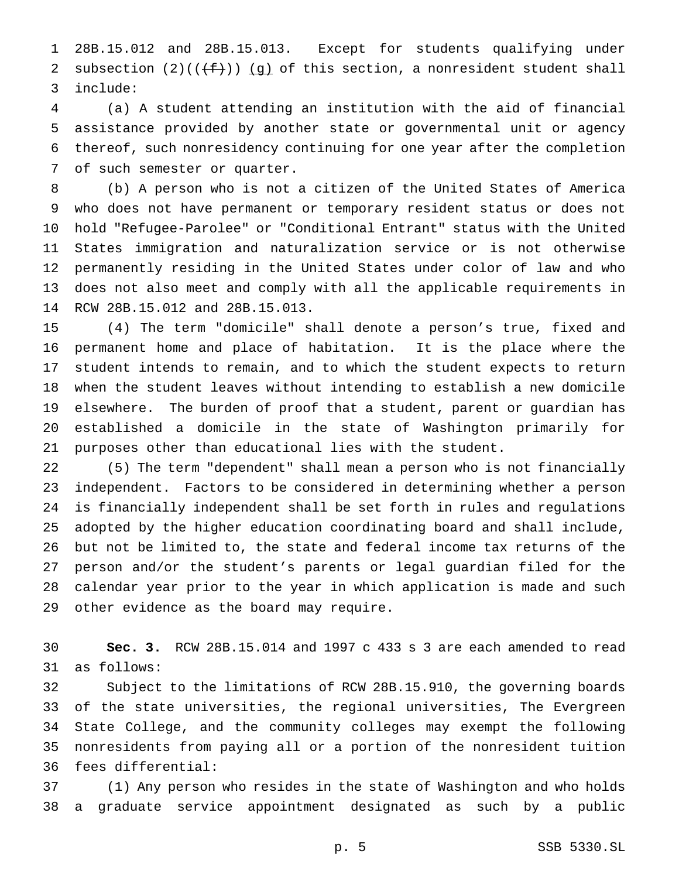28B.15.012 and 28B.15.013. Except for students qualifying under subsection (2)((~~(f)~~)) <u>(g)</u> of this section, a nonresident student shall include:

(a) A student attending an institution with the aid of financial assistance provided by another state or governmental unit or agency thereof, such nonresidency continuing for one year after the completion of such semester or quarter.

(b) A person who is not a citizen of the United States of America who does not have permanent or temporary resident status or does not hold "Refugee-Parolee" or "Conditional Entrant" status with the United States immigration and naturalization service or is not otherwise permanently residing in the United States under color of law and who does not also meet and comply with all the applicable requirements in RCW 28B.15.012 and 28B.15.013.

(4) The term "domicile" shall denote a person's true, fixed and permanent home and place of habitation. It is the place where the student intends to remain, and to which the student expects to return when the student leaves without intending to establish a new domicile elsewhere. The burden of proof that a student, parent or guardian has established a domicile in the state of Washington primarily for purposes other than educational lies with the student.

(5) The term "dependent" shall mean a person who is not financially independent. Factors to be considered in determining whether a person is financially independent shall be set forth in rules and regulations adopted by the higher education coordinating board and shall include, but not be limited to, the state and federal income tax returns of the person and/or the student's parents or legal guardian filed for the calendar year prior to the year in which application is made and such other evidence as the board may require.

**Sec. 3.** RCW 28B.15.014 and 1997 c 433 s 3 are each amended to read as follows:

Subject to the limitations of RCW 28B.15.910, the governing boards of the state universities, the regional universities, The Evergreen State College, and the community colleges may exempt the following nonresidents from paying all or a portion of the nonresident tuition fees differential:

(1) Any person who resides in the state of Washington and who holds a graduate service appointment designated as such by a public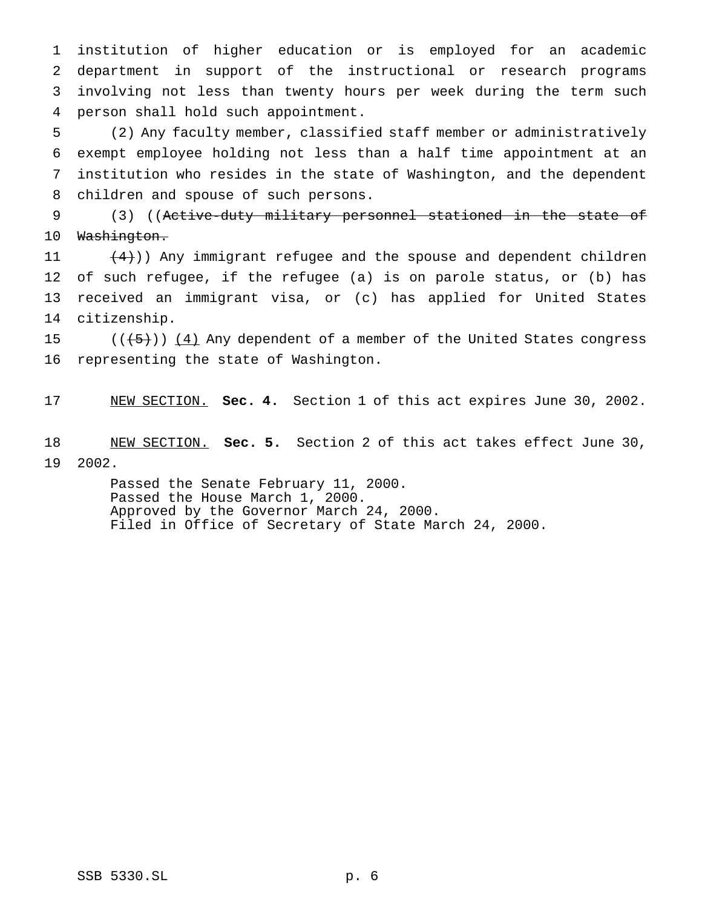institution of higher education or is employed for an academic department in support of the instructional or research programs involving not less than twenty hours per week during the term such person shall hold such appointment.

(2) Any faculty member, classified staff member or administratively exempt employee holding not less than a half time appointment at an institution who resides in the state of Washington, and the dependent children and spouse of such persons.

(3) ((~~Active-duty military personnel stationed in the state of Washington.~~

~~(4)~~)) Any immigrant refugee and the spouse and dependent children of such refugee, if the refugee (a) is on parole status, or (b) has received an immigrant visa, or (c) has applied for United States citizenship.

((~~(5)~~)) (4) Any dependent of a member of the United States congress representing the state of Washington.

NEW SECTION. **Sec. 4.** Section 1 of this act expires June 30, 2002.

NEW SECTION. **Sec. 5.** Section 2 of this act takes effect June 30, 2002.

Passed the Senate February 11, 2000.
Passed the House March 1, 2000.
Approved by the Governor March 24, 2000.
Filed in Office of Secretary of State March 24, 2000.